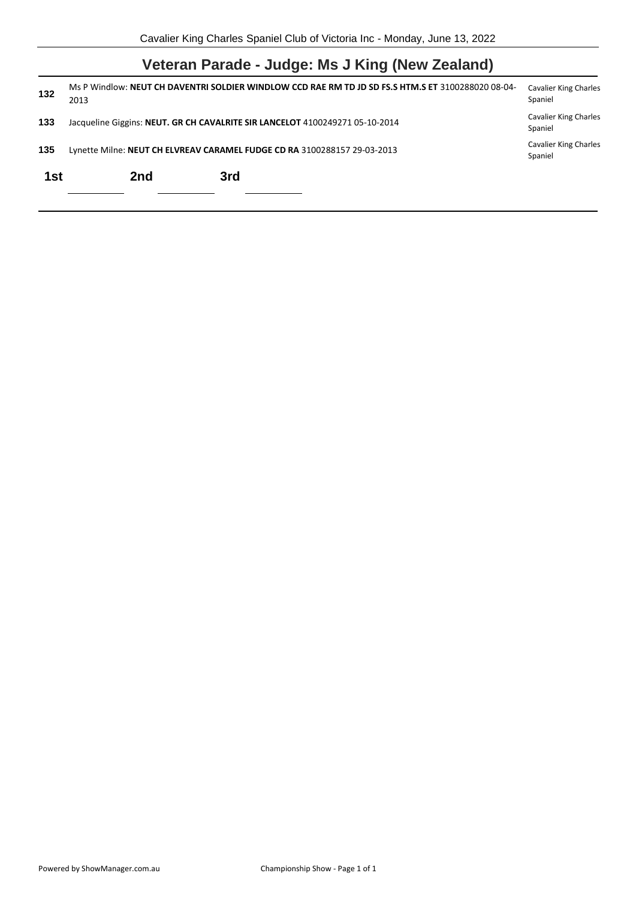Cavalier King Charles Spaniel Club of Victoria Inc - Monday, June 13, 2022

## Veteran Parade - Judge: Ms J King (New Zealand)

| | | |
|---|---|---|
| **132** | Ms P Windlow: **NEUT CH DAVENTRI SOLDIER WINDLOW CCD RAE RM TD JD SD FS.S HTM.S ET** 3100288020 08-04-2013 | Cavalier King Charles Spaniel |
| **133** | Jacqueline Giggins: **NEUT. GR CH CAVALRITE SIR LANCELOT** 4100249271 05-10-2014 | Cavalier King Charles Spaniel |
| **135** | Lynette Milne: **NEUT CH ELVREAV CARAMEL FUDGE CD RA** 3100288157 29-03-2013 | Cavalier King Charles Spaniel |

**1st** ________ **2nd** ________ **3rd** ________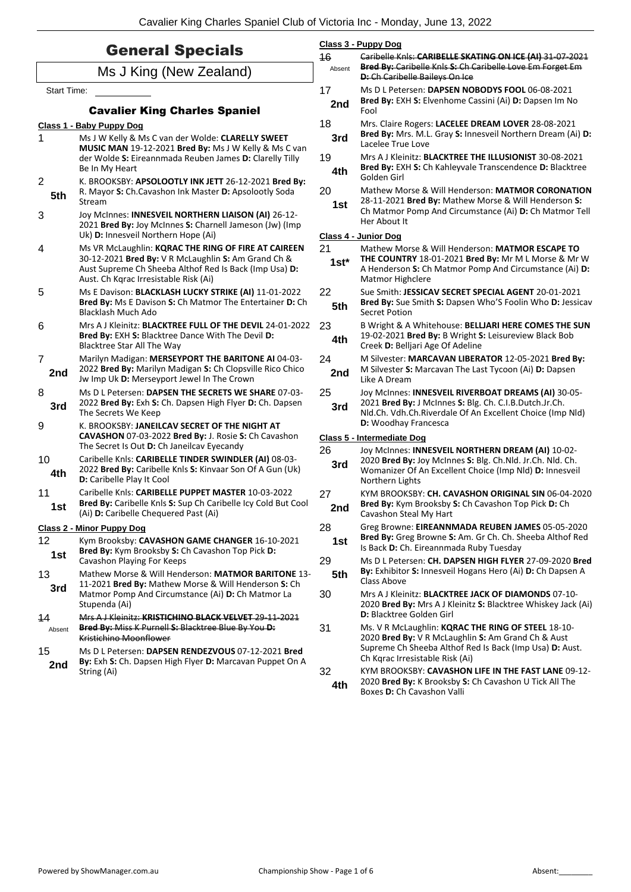# General Specials

## Ms J King (New Zealand)

Start Time: ____________

### Cavalier King Charles Spaniel

**Class 1 - Baby Puppy Dog**

1 — Ms J W Kelly & Ms C van der Wolde: **CLARELLY SWEET MUSIC MAN** 19-12-2021 **Bred By:** Ms J W Kelly & Ms C van der Wolde **S:** Eireannmada Reuben James **D:** Clarelly Tilly Be In My Heart

2 — **5th** — K. BROOKSBY: **APSOLOOTLY INK JETT** 26-12-2021 **Bred By:** R. Mayor **S:** Ch.Cavashon Ink Master **D:** Apsolootly Soda Stream

3 — Joy McInnes: **INNESVEIL NORTHERN LIAISON (AI)** 26-12-2021 **Bred By:** Joy McInnes **S:** Charnell Jameson (Jw) (Imp Uk) **D:** Innesveil Northern Hope (Ai)

4 — Ms VR McLaughlin: **KQRAC THE RING OF FIRE AT CAIREEN** 30-12-2021 **Bred By:** V R McLaughlin **S:** Am Grand Ch & Aust Supreme Ch Sheeba Althof Red Is Back (Imp Usa) **D:** Aust. Ch Kqrac Irresistable Risk (Ai)

5 — Ms E Davison: **BLACKLASH LUCKY STRIKE (AI)** 11-01-2022 **Bred By:** Ms E Davison **S:** Ch Matmor The Entertainer **D:** Ch Blacklash Much Ado

6 — Mrs A J Kleinitz: **BLACKTREE FULL OF THE DEVIL** 24-01-2022 **Bred By:** EXH **S:** Blacktree Dance With The Devil **D:** Blacktree Star All The Way

7 — **2nd** — Marilyn Madigan: **MERSEYPORT THE BARITONE AI** 04-03-2022 **Bred By:** Marilyn Madigan **S:** Ch Clopsville Rico Chico Jw Imp Uk **D:** Merseyport Jewel In The Crown

8 — **3rd** — Ms D L Petersen: **DAPSEN THE SECRETS WE SHARE** 07-03-2022 **Bred By:** Exh **S:** Ch. Dapsen High Flyer **D:** Ch. Dapsen The Secrets We Keep

9 — K. BROOKSBY: **JANEILCAV SECRET OF THE NIGHT AT CAVASHON** 07-03-2022 **Bred By:** J. Rosie **S:** Ch Cavashon The Secret Is Out **D:** Ch Janeilcav Eyecandy

10 — **4th** — Caribelle Knls: **CARIBELLE TINDER SWINDLER (AI)** 08-03-2022 **Bred By:** Caribelle Knls **S:** Kinvaar Son Of A Gun (Uk) **D:** Caribelle Play It Cool

11 — **1st** — Caribelle Knls: **CARIBELLE PUPPET MASTER** 10-03-2022 **Bred By:** Caribelle Knls **S:** Sup Ch Caribelle Icy Cold But Cool (Ai) **D:** Caribelle Chequered Past (Ai)

**Class 2 - Minor Puppy Dog**

12 — **1st** — Kym Brooksby: **CAVASHON GAME CHANGER** 16-10-2021 **Bred By:** Kym Brooksby **S:** Ch Cavashon Top Pick **D:** Cavashon Playing For Keeps

13 — **3rd** — Mathew Morse & Will Henderson: **MATMOR BARITONE** 13-11-2021 **Bred By:** Mathew Morse & Will Henderson **S:** Ch Matmor Pomp And Circumstance (Ai) **D:** Ch Matmor La Stupenda (Ai)

~~14~~ — Absent — ~~Mrs A J Kleinitz: **KRISTICHINO BLACK VELVET** 29-11-2021 **Bred By:** Miss K Purnell **S:** Blacktree Blue By You **D:** Kristichino Moonflower~~

15 — **2nd** — Ms D L Petersen: **DAPSEN RENDEZVOUS** 07-12-2021 **Bred By:** Exh **S:** Ch. Dapsen High Flyer **D:** Marcavan Puppet On A String (Ai)

**Class 3 - Puppy Dog**

~~16~~ — Absent — ~~Caribelle Knls: **CARIBELLE SKATING ON ICE (AI)** 31-07-2021 **Bred By:** Caribelle Knls **S:** Ch Caribelle Love Em Forget Em **D:** Ch Caribelle Baileys On Ice~~

17 — **2nd** — Ms D L Petersen: **DAPSEN NOBODYS FOOL** 06-08-2021 **Bred By:** EXH **S:** Elvenhome Cassini (Ai) **D:** Dapsen Im No Fool

18 — **3rd** — Mrs. Claire Rogers: **LACELEE DREAM LOVER** 28-08-2021 **Bred By:** Mrs. M.L. Gray **S:** Innesveil Northern Dream (Ai) **D:** Lacelee True Love

19 — **4th** — Mrs A J Kleinitz: **BLACKTREE THE ILLUSIONIST** 30-08-2021 **Bred By:** EXH **S:** Ch Kahleyvale Transcendence **D:** Blacktree Golden Girl

20 — **1st** — Mathew Morse & Will Henderson: **MATMOR CORONATION** 28-11-2021 **Bred By:** Mathew Morse & Will Henderson **S:** Ch Matmor Pomp And Circumstance (Ai) **D:** Ch Matmor Tell Her About It

**Class 4 - Junior Dog**

21 — **1st*** — Mathew Morse & Will Henderson: **MATMOR ESCAPE TO THE COUNTRY** 18-01-2021 **Bred By:** Mr M L Morse & Mr W A Henderson **S:** Ch Matmor Pomp And Circumstance (Ai) **D:** Matmor Highclere

22 — **5th** — Sue Smith: **JESSICAV SECRET SPECIAL AGENT** 20-01-2021 **Bred By:** Sue Smith **S:** Dapsen Who'S Foolin Who **D:** Jessicav Secret Potion

23 — **4th** — B Wright & A Whitehouse: **BELLJARI HERE COMES THE SUN** 19-02-2021 **Bred By:** B Wright **S:** Leisureview Black Bob Creek **D:** Belljari Age Of Adeline

24 — **2nd** — M Silvester: **MARCAVAN LIBERATOR** 12-05-2021 **Bred By:** M Silvester **S:** Marcavan The Last Tycoon (Ai) **D:** Dapsen Like A Dream

25 — **3rd** — Joy McInnes: **INNESVEIL RIVERBOAT DREAMS (AI)** 30-05-2021 **Bred By:** J McInnes **S:** Blg. Ch. C.I.B.Dutch.Jr.Ch. Nld.Ch. Vdh.Ch.Riverdale Of An Excellent Choice (Imp Nld) **D:** Woodhay Francesca

**Class 5 - Intermediate Dog**

26 — **3rd** — Joy McInnes: **INNESVEIL NORTHERN DREAM (AI)** 10-02-2020 **Bred By:** Joy McInnes **S:** Blg. Ch.Nld. Jr.Ch. Nld. Ch. Womanizer Of An Excellent Choice (Imp Nld) **D:** Innesveil Northern Lights

27 — **2nd** — KYM BROOKSBY: **CH. CAVASHON ORIGINAL SIN** 06-04-2020 **Bred By:** Kym Brooksby **S:** Ch Cavashon Top Pick **D:** Ch Cavashon Steal My Hart

28 — **1st** — Greg Browne: **EIREANNMADA REUBEN JAMES** 05-05-2020 **Bred By:** Greg Browne **S:** Am. Gr Ch. Ch. Sheeba Althof Red Is Back **D:** Ch. Eireannmada Ruby Tuesday

29 — **5th** — Ms D L Petersen: **CH. DAPSEN HIGH FLYER** 27-09-2020 **Bred By:** Exhibitor **S:** Innesveil Hogans Hero (Ai) **D:** Ch Dapsen A Class Above

30 — Mrs A J Kleinitz: **BLACKTREE JACK OF DIAMONDS** 07-10-2020 **Bred By:** Mrs A J Kleinitz **S:** Blacktree Whiskey Jack (Ai) **D:** Blacktree Golden Girl

31 — Ms. V R McLaughlin: **KQRAC THE RING OF STEEL** 18-10-2020 **Bred By:** V R McLaughlin **S:** Am Grand Ch & Aust Supreme Ch Sheeba Althof Red Is Back (Imp Usa) **D:** Aust. Ch Kqrac Irresistable Risk (Ai)

32 — **4th** — KYM BROOKSBY: **CAVASHON LIFE IN THE FAST LANE** 09-12-2020 **Bred By:** K Brooksby **S:** Ch Cavashon U Tick All The Boxes **D:** Ch Cavashon Valli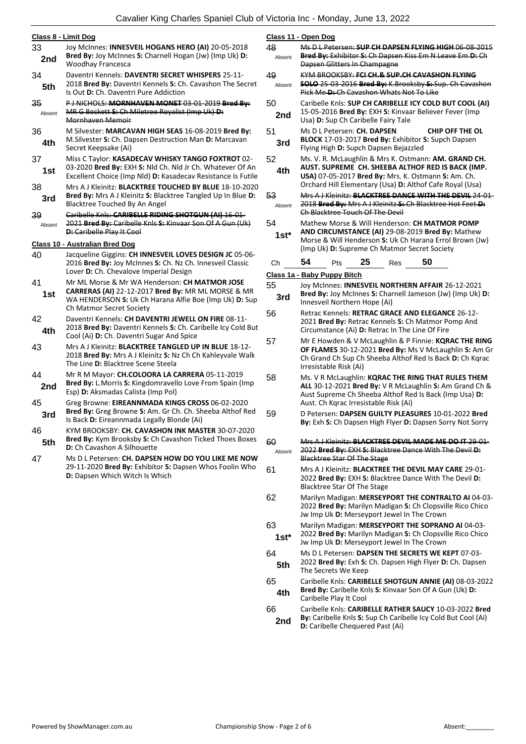## Class 8 - Limit Dog

**33** — **2nd** — Joy McInnes: **INNESVEIL HOGANS HERO (AI)** 20-05-2018 **Bred By:** Joy McInnes **S:** Charnell Hogan (Jw) (Imp Uk) **D:** Woodhay Francesca

**34** — **5th** — Daventri Kennels: **DAVENTRI SECRET WHISPERS** 25-11-2018 **Bred By:** Daventri Kennels **S:** Ch. Cavashon The Secret Is Out **D:** Ch. Daventri Pure Addiction

**35** — Absent — ~~P J NICHOLS: **MORNHAVEN MONET** 03-01-2019 **Bred By:** MR G Beckett **S:** Ch Miletree Royalist (Imp Uk) **D:** Mornhaven Memoir~~

**36** — **4th** — M Silvester: **MARCAVAN HIGH SEAS** 16-08-2019 **Bred By:** M.Silvester **S:** Ch. Dapsen Destruction Man **D:** Marcavan Secret Keepsake (Ai)

**37** — **1st** — Miss C Taylor: **KASADECAV WHISKY TANGO FOXTROT** 02-03-2020 **Bred By:** EXH **S:** Nld Ch. Nld Jr Ch. Whatever Of An Excellent Choice (Imp Nld) **D:** Kasadecav Resistance Is Futile

**38** — **3rd** — Mrs A J Kleinitz: **BLACKTREE TOUCHED BY BLUE** 18-10-2020 **Bred By:** Mrs A J Kleinitz **S:** Blacktree Tangled Up In Blue **D:** Blacktree Touched By An Angel

**39** — Absent — ~~Caribelle Knls: **CARIBELLE RIDING SHOTGUN (AI)** 16-01-2021 **Bred By:** Caribelle Knls **S:** Kinvaar Son Of A Gun (Uk) **D:** Caribelle Play It Cool~~

## Class 10 - Australian Bred Dog

**40** — Jacqueline Giggins: **CH INNESVEIL LOVES DESIGN JC** 05-06-2016 **Bred By:** Joy McInnes **S:** Ch. Nz Ch. Innesveil Classic Lover **D:** Ch. Chevalove Imperial Design

**41** — **1st** — Mr ML Morse & Mr WA Henderson: **CH MATMOR JOSE CARRERAS (AI)** 22-12-2017 **Bred By:** MR ML MORSE & MR WA HENDERSON **S:** Uk Ch Harana Alfie Boe (Imp Uk) **D:** Sup Ch Matmor Secret Society

**42** — **4th** — Daventri Kennels: **CH DAVENTRI JEWELL ON FIRE** 08-11-2018 **Bred By:** Daventri Kennels **S:** Ch. Caribelle Icy Cold But Cool (Ai) **D:** Ch. Daventri Sugar And Spice

**43** — Mrs A J Kleinitz: **BLACKTREE TANGLED UP IN BLUE** 18-12-2018 **Bred By:** Mrs A J Kleinitz **S:** Nz Ch Ch Kahleyvale Walk The Line **D:** Blacktree Scene Steela

**44** — **2nd** — Mr R M Mayor: **CH.COLOORA LA CARRERA** 05-11-2019 **Bred By:** L.Morris **S:** Kingdomravello Love From Spain (Imp Esp) **D:** Aksmadas Calista (Imp Pol)

**45** — **3rd** — Greg Browne: **EIREANNMADA KINGS CROSS** 06-02-2020 **Bred By:** Greg Browne **S:** Am. Gr Ch. Ch. Sheeba Althof Red Is Back **D:** Eireannmada Legally Blonde (Ai)

**46** — **5th** — KYM BROOKSBY: **CH. CAVASHON INK MASTER** 30-07-2020 **Bred By:** Kym Brooksby **S:** Ch Cavashon Ticked Thoes Boxes **D:** Ch Cavashon A Silhouette

**47** — Ms D L Petersen: **CH. DAPSEN HOW DO YOU LIKE ME NOW** 29-11-2020 **Bred By:** Exhibitor **S:** Dapsen Whos Foolin Who **D:** Dapsen Which Witch Is Which

## Class 11 - Open Dog

**48** — Absent — ~~Ms D L Petersen: **SUP CH DAPSEN FLYING HIGH** 06-08-2015 **Bred By:** Exhibitor **S:** Ch Dapsen Kiss Em N Leave Em **D:** Ch Dapsen Glitters In Champagne~~

**49** — Absent — ~~KYM BROOKSBY: **FCI CH.& SUP.CH CAVASHON FLYING SOLO** 25-03-2016 **Bred By:** K.Brooksby **S:** Sup. Ch Cavashon Pick Me **D:** Ch Cavashon Whats Not To Like~~

**50** — **2nd** — Caribelle Knls: **SUP CH CARIBELLE ICY COLD BUT COOL (AI)** 15-05-2016 **Bred By:** EXH **S:** Kinvaar Believer Fever (Imp Usa) **D:** Sup Ch Caribelle Fairy Tale

**51** — **3rd** — Ms D L Petersen: **CH. DAPSEN CHIP OFF THE OL BLOCK** 17-03-2017 **Bred By:** Exhibitor **S:** Supch Dapsen Flying High **D:** Supch Dapsen Bejazzled

**52** — **4th** — Ms. V. R. McLaughlin & Mrs K. Ostmann: **AM. GRAND CH. AUST. SUPREME CH. SHEEBA ALTHOF RED IS BACK (IMP. USA)** 07-05-2017 **Bred By:** Mrs. K. Ostmann **S:** Am. Ch. Orchard Hill Elementary (Usa) **D:** Althof Cafe Royal (Usa)

**53** — Absent — ~~Mrs A J Kleinitz: **BLACKTREE DANCE WITH THE DEVIL** 24-01-2018 **Bred By:** Mrs A J Kleinitz **S:** Ch Blacktree Hot Feet **D:** Ch Blacktree Touch Of The Devil~~

**54** — **1st\*** — Mathew Morse & Will Henderson: **CH MATMOR POMP AND CIRCUMSTANCE (AI)** 29-08-2019 **Bred By:** Mathew Morse & Will Henderson **S:** Uk Ch Harana Errol Brown (Jw) (Imp Uk) **D:** Supreme Ch Matmor Secret Society

| Ch | 54 | Pts | 25 | Res | 50 |
|---|---|---|---|---|---|

## Class 1a - Baby Puppy Bitch

**55** — **3rd** — Joy McInnes: **INNESVEIL NORTHERN AFFAIR** 26-12-2021 **Bred By:** Joy McInnes **S:** Charnell Jameson (Jw) (Imp Uk) **D:** Innesveil Northern Hope (Ai)

**56** — Retrac Kennels: **RETRAC GRACE AND ELEGANCE** 26-12-2021 **Bred By:** Retrac Kennels **S:** Ch Matmor Pomp And Circumstance (Ai) **D:** Retrac In The Line Of Fire

**57** — Mr E Howden & V McLaughlin & P Finnie: **KQRAC THE RING OF FLAMES** 30-12-2021 **Bred By:** Ms V McLaughlin **S:** Am Gr Ch Grand Ch Sup Ch Sheeba Althof Red Is Back **D:** Ch Kqrac Irresistable Risk (Ai)

**58** — Ms. V R McLaughlin: **KQRAC THE RING THAT RULES THEM ALL** 30-12-2021 **Bred By:** V R McLaughlin **S:** Am Grand Ch & Aust Supreme Ch Sheeba Althof Red Is Back (Imp Usa) **D:** Aust. Ch Kqrac Irresistable Risk (Ai)

**59** — D Petersen: **DAPSEN GUILTY PLEASURES** 10-01-2022 **Bred By:** Exh **S:** Ch Dapsen High Flyer **D:** Dapsen Sorry Not Sorry

**60** — Absent — ~~Mrs A J Kleinitz: **BLACKTREE DEVIL MADE ME DO IT** 29-01-2022 **Bred By:** EXH **S:** Blacktree Dance With The Devil **D:** Blacktree Star Of The Stage~~

**61** — Mrs A J Kleinitz: **BLACKTREE THE DEVIL MAY CARE** 29-01-2022 **Bred By:** EXH **S:** Blacktree Dance With The Devil **D:** Blacktree Star Of The Stage

**62** — Marilyn Madigan: **MERSEYPORT THE CONTRALTO AI** 04-03-2022 **Bred By:** Marilyn Madigan **S:** Ch Clopsville Rico Chico Jw Imp Uk **D:** Merseyport Jewel In The Crown

**63** — **1st\*** — Marilyn Madigan: **MERSEYPORT THE SOPRANO AI** 04-03-2022 **Bred By:** Marilyn Madigan **S:** Ch Clopsville Rico Chico Jw Imp Uk **D:** Merseyport Jewel In The Crown

**64** — **5th** — Ms D L Petersen: **DAPSEN THE SECRETS WE KEPT** 07-03-2022 **Bred By:** Exh **S:** Ch. Dapsen High Flyer **D:** Ch. Dapsen The Secrets We Keep

**65** — **4th** — Caribelle Knls: **CARIBELLE SHOTGUN ANNIE (AI)** 08-03-2022 **Bred By:** Caribelle Knls **S:** Kinvaar Son Of A Gun (Uk) **D:** Caribelle Play It Cool

**66** — **2nd** — Caribelle Knls: **CARIBELLE RATHER SAUCY** 10-03-2022 **Bred By:** Caribelle Knls **S:** Sup Ch Caribelle Icy Cold But Cool (Ai) **D:** Caribelle Chequered Past (Ai)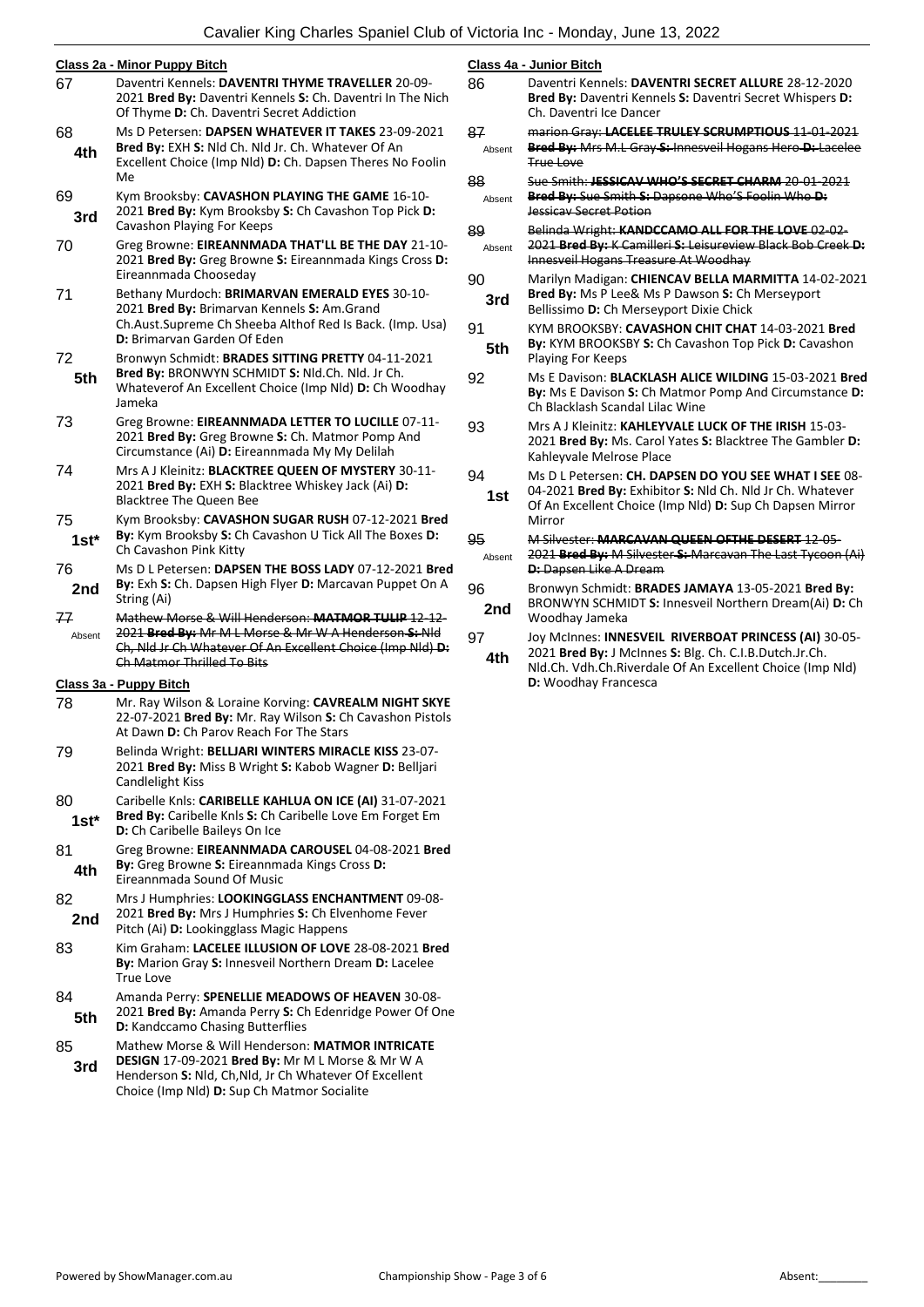## Class 2a - Minor Puppy Bitch

67 — Daventri Kennels: **DAVENTRI THYME TRAVELLER** 20-09-2021 **Bred By:** Daventri Kennels **S:** Ch. Daventri In The Nich Of Thyme **D:** Ch. Daventri Secret Addiction

68 **4th** — Ms D Petersen: **DAPSEN WHATEVER IT TAKES** 23-09-2021 **Bred By:** EXH **S:** Nld Ch. Nld Jr. Ch. Whatever Of An Excellent Choice (Imp Nld) **D:** Ch. Dapsen Theres No Foolin Me

69 **3rd** — Kym Brooksby: **CAVASHON PLAYING THE GAME** 16-10-2021 **Bred By:** Kym Brooksby **S:** Ch Cavashon Top Pick **D:** Cavashon Playing For Keeps

70 — Greg Browne: **EIREANNMADA THAT'LL BE THE DAY** 21-10-2021 **Bred By:** Greg Browne **S:** Eireannmada Kings Cross **D:** Eireannmada Chooseday

71 — Bethany Murdoch: **BRIMARVAN EMERALD EYES** 30-10-2021 **Bred By:** Brimarvan Kennels **S:** Am.Grand Ch.Aust.Supreme Ch Sheeba Althof Red Is Back. (Imp. Usa) **D:** Brimarvan Garden Of Eden

72 **5th** — Bronwyn Schmidt: **BRADES SITTING PRETTY** 04-11-2021 **Bred By:** BRONWYN SCHMIDT **S:** Nld.Ch. Nld. Jr Ch. Whateverof An Excellent Choice (Imp Nld) **D:** Ch Woodhay Jameka

73 — Greg Browne: **EIREANNMADA LETTER TO LUCILLE** 07-11-2021 **Bred By:** Greg Browne **S:** Ch. Matmor Pomp And Circumstance (Ai) **D:** Eireannmada My My Delilah

74 — Mrs A J Kleinitz: **BLACKTREE QUEEN OF MYSTERY** 30-11-2021 **Bred By:** EXH **S:** Blacktree Whiskey Jack (Ai) **D:** Blacktree The Queen Bee

75 **1st*** — Kym Brooksby: **CAVASHON SUGAR RUSH** 07-12-2021 **Bred By:** Kym Brooksby **S:** Ch Cavashon U Tick All The Boxes **D:** Ch Cavashon Pink Kitty

76 **2nd** — Ms D L Petersen: **DAPSEN THE BOSS LADY** 07-12-2021 **Bred By:** Exh **S:** Ch. Dapsen High Flyer **D:** Marcavan Puppet On A String (Ai)

~~77~~ Absent — ~~Mathew Morse & Will Henderson: **MATMOR TULIP** 12-12-2021 **Bred By:** Mr M L Morse & Mr W A Henderson **S:** Nld Ch, Nld Jr Ch Whatever Of An Excellent Choice (Imp Nld) **D:** Ch Matmor Thrilled To Bits~~

## Class 3a - Puppy Bitch

78 — Mr. Ray Wilson & Loraine Korving: **CAVREALM NIGHT SKYE** 22-07-2021 **Bred By:** Mr. Ray Wilson **S:** Ch Cavashon Pistols At Dawn **D:** Ch Parov Reach For The Stars

79 — Belinda Wright: **BELLJARI WINTERS MIRACLE KISS** 23-07-2021 **Bred By:** Miss B Wright **S:** Kabob Wagner **D:** Belljari Candlelight Kiss

80 **1st*** — Caribelle Knls: **CARIBELLE KAHLUA ON ICE (AI)** 31-07-2021 **Bred By:** Caribelle Knls **S:** Ch Caribelle Love Em Forget Em **D:** Ch Caribelle Baileys On Ice

81 **4th** — Greg Browne: **EIREANNMADA CAROUSEL** 04-08-2021 **Bred By:** Greg Browne **S:** Eireannmada Kings Cross **D:** Eireannmada Sound Of Music

82 **2nd** — Mrs J Humphries: **LOOKINGGLASS ENCHANTMENT** 09-08-2021 **Bred By:** Mrs J Humphries **S:** Ch Elvenhome Fever Pitch (Ai) **D:** Lookingglass Magic Happens

83 — Kim Graham: **LACELEE ILLUSION OF LOVE** 28-08-2021 **Bred By:** Marion Gray **S:** Innesveil Northern Dream **D:** Lacelee True Love

84 **5th** — Amanda Perry: **SPENELLIE MEADOWS OF HEAVEN** 30-08-2021 **Bred By:** Amanda Perry **S:** Ch Edenridge Power Of One **D:** Kandccamo Chasing Butterflies

85 **3rd** — Mathew Morse & Will Henderson: **MATMOR INTRICATE DESIGN** 17-09-2021 **Bred By:** Mr M L Morse & Mr W A Henderson **S:** Nld, Ch,Nld, Jr Ch Whatever Of Excellent Choice (Imp Nld) **D:** Sup Ch Matmor Socialite

## Class 4a - Junior Bitch

86 — Daventri Kennels: **DAVENTRI SECRET ALLURE** 28-12-2020 **Bred By:** Daventri Kennels **S:** Daventri Secret Whispers **D:** Ch. Daventri Ice Dancer

~~87~~ Absent — ~~marion Gray: **LACELEE TRULEY SCRUMPTIOUS** 11-01-2021 **Bred By:** Mrs M.L Gray **S:** Innesveil Hogans Hero **D:** Lacelee True Love~~

~~88~~ Absent — ~~Sue Smith: **JESSICAV WHO'S SECRET CHARM** 20-01-2021 **Bred By:** Sue Smith **S:** Dapsone Who'S Foolin Who **D:** Jessicav Secret Potion~~

~~89~~ Absent — ~~Belinda Wright: **KANDCCAMO ALL FOR THE LOVE** 02-02-2021 **Bred By:** K Camilleri **S:** Leisureview Black Bob Creek **D:** Innesveil Hogans Treasure At Woodhay~~

90 **3rd** — Marilyn Madigan: **CHIENCAV BELLA MARMITTA** 14-02-2021 **Bred By:** Ms P Lee& Ms P Dawson **S:** Ch Merseyport Bellissimo **D:** Ch Merseyport Dixie Chick

91 **5th** — KYM BROOKSBY: **CAVASHON CHIT CHAT** 14-03-2021 **Bred By:** KYM BROOKSBY **S:** Ch Cavashon Top Pick **D:** Cavashon Playing For Keeps

92 — Ms E Davison: **BLACKLASH ALICE WILDING** 15-03-2021 **Bred By:** Ms E Davison **S:** Ch Matmor Pomp And Circumstance **D:** Ch Blacklash Scandal Lilac Wine

93 — Mrs A J Kleinitz: **KAHLEYVALE LUCK OF THE IRISH** 15-03-2021 **Bred By:** Ms. Carol Yates **S:** Blacktree The Gambler **D:** Kahleyvale Melrose Place

94 **1st** — Ms D L Petersen: **CH. DAPSEN DO YOU SEE WHAT I SEE** 08-04-2021 **Bred By:** Exhibitor **S:** Nld Ch. Nld Jr Ch. Whatever Of An Excellent Choice (Imp Nld) **D:** Sup Ch Dapsen Mirror Mirror

~~95~~ Absent — ~~M Silvester: **MARCAVAN QUEEN OFTHE DESERT** 12-05-2021 **Bred By:** M Silvester **S:** Marcavan The Last Tycoon (Ai) **D:** Dapsen Like A Dream~~

96 **2nd** — Bronwyn Schmidt: **BRADES JAMAYA** 13-05-2021 **Bred By:** BRONWYN SCHMIDT **S:** Innesveil Northern Dream(Ai) **D:** Ch Woodhay Jameka

97 **4th** — Joy McInnes: **INNESVEIL RIVERBOAT PRINCESS (AI)** 30-05-2021 **Bred By:** J McInnes **S:** Blg. Ch. C.I.B.Dutch.Jr.Ch. Nld.Ch. Vdh.Ch.Riverdale Of An Excellent Choice (Imp Nld) **D:** Woodhay Francesca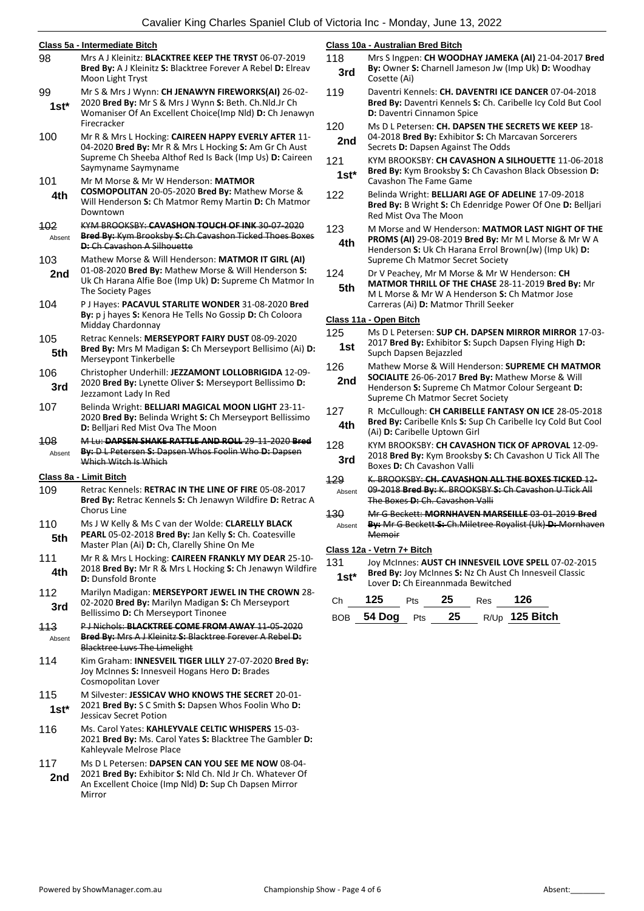## Class 5a - Intermediate Bitch

98 Mrs A J Kleinitz: **BLACKTREE KEEP THE TRYST** 06-07-2019 **Bred By:** A J Kleinitz **S:** Blacktree Forever A Rebel **D:** Elreav Moon Light Tryst

99 **1st*** Mr S & Mrs J Wynn: **CH JENAWYN FIREWORKS(AI)** 26-02-2020 **Bred By:** Mr S & Mrs J Wynn **S:** Beth. Ch.Nld.Jr Ch Womaniser Of An Excellent Choice(Imp Nld) **D:** Ch Jenawyn Firecracker

100 Mr R & Mrs L Hocking: **CAIREEN HAPPY EVERLY AFTER** 11-04-2020 **Bred By:** Mr R & Mrs L Hocking **S:** Am Gr Ch Aust Supreme Ch Sheeba Althof Red Is Back (Imp Us) **D:** Caireen Saymyname Saymyname

101 **4th** Mr M Morse & Mr W Henderson: **MATMOR COSMOPOLITAN** 20-05-2020 **Bred By:** Mathew Morse & Will Henderson **S:** Ch Matmor Remy Martin **D:** Ch Matmor Downtown

~~102~~ Absent ~~KYM BROOKSBY: **CAVASHON TOUCH OF INK** 30-07-2020 **Bred By:** Kym Brooksby **S:** Ch Cavashon Ticked Thoes Boxes **D:** Ch Cavashon A Silhouette~~

103 **2nd** Mathew Morse & Will Henderson: **MATMOR IT GIRL (AI)** 01-08-2020 **Bred By:** Mathew Morse & Will Henderson **S:** Uk Ch Harana Alfie Boe (Imp Uk) **D:** Supreme Ch Matmor In The Society Pages

104 P J Hayes: **PACAVUL STARLITE WONDER** 31-08-2020 **Bred By:** p j hayes **S:** Kenora He Tells No Gossip **D:** Ch Coloora Midday Chardonnay

105 **5th** Retrac Kennels: **MERSEYPORT FAIRY DUST** 08-09-2020 **Bred By:** Mrs M Madigan **S:** Ch Merseyport Bellisimo (Ai) **D:** Merseypont Tinkerbelle

106 **3rd** Christopher Underhill: **JEZZAMONT LOLLOBRIGIDA** 12-09-2020 **Bred By:** Lynette Oliver **S:** Merseyport Bellissimo **D:** Jezzamont Lady In Red

107 Belinda Wright: **BELLJARI MAGICAL MOON LIGHT** 23-11-2020 **Bred By:** Belinda Wright **S:** Ch Merseyport Bellissimo **D:** Belljari Red Mist Ova The Moon

~~108~~ Absent ~~M Lu: **DAPSEN SHAKE RATTLE AND ROLL** 29-11-2020 **Bred By:** D L Petersen **S:** Dapsen Whos Foolin Who **D:** Dapsen Which Witch Is Which~~

## Class 8a - Limit Bitch

109 Retrac Kennels: **RETRAC IN THE LINE OF FIRE** 05-08-2017 **Bred By:** Retrac Kennels **S:** Ch Jenawyn Wildfire **D:** Retrac A Chorus Line

110 **5th** Ms J W Kelly & Ms C van der Wolde: **CLARELLY BLACK PEARL** 05-02-2018 **Bred By:** Jan Kelly **S:** Ch. Coatesville Master Plan (Ai) **D:** Ch, Clarelly Shine On Me

111 **4th** Mr R & Mrs L Hocking: **CAIREEN FRANKLY MY DEAR** 25-10-2018 **Bred By:** Mr R & Mrs L Hocking **S:** Ch Jenawyn Wildfire **D:** Dunsfold Bronte

112 **3rd** Marilyn Madigan: **MERSEYPORT JEWEL IN THE CROWN** 28-02-2020 **Bred By:** Marilyn Madigan **S:** Ch Merseyport Bellissimo **D:** Ch Merseyport Tinonee

~~113~~ Absent ~~P J Nichols: **BLACKTREE COME FROM AWAY** 11-05-2020 **Bred By:** Mrs A J Kleinitz **S:** Blacktree Forever A Rebel **D:** Blacktree Luvs The Limelight~~

114 Kim Graham: **INNESVEIL TIGER LILLY** 27-07-2020 **Bred By:** Joy McInnes **S:** Innesveil Hogans Hero **D:** Brades Cosmopolitan Lover

115 **1st*** M Silvester: **JESSICAV WHO KNOWS THE SECRET** 20-01-2021 **Bred By:** S C Smith **S:** Dapsen Whos Foolin Who **D:** Jessicav Secret Potion

116 Ms. Carol Yates: **KAHLEYVALE CELTIC WHISPERS** 15-03-2021 **Bred By:** Ms. Carol Yates **S:** Blacktree The Gambler **D:** Kahleyvale Melrose Place

117 **2nd** Ms D L Petersen: **DAPSEN CAN YOU SEE ME NOW** 08-04-2021 **Bred By:** Exhibitor **S:** Nld Ch. Nld Jr Ch. Whatever Of An Excellent Choice (Imp Nld) **D:** Sup Ch Dapsen Mirror Mirror

## Class 10a - Australian Bred Bitch

118 **3rd** Mrs S Ingpen: **CH WOODHAY JAMEKA (AI)** 21-04-2017 **Bred By:** Owner **S:** Charnell Jameson Jw (Imp Uk) **D:** Woodhay Cosette (Ai)

119 Daventri Kennels: **CH. DAVENTRI ICE DANCER** 07-04-2018 **Bred By:** Daventri Kennels **S:** Ch. Caribelle Icy Cold But Cool **D:** Daventri Cinnamon Spice

120 **2nd** Ms D L Petersen: **CH. DAPSEN THE SECRETS WE KEEP** 18-04-2018 **Bred By:** Exhibitor **S:** Ch Marcavan Sorcerers Secrets **D:** Dapsen Against The Odds

121 **1st*** KYM BROOKSBY: **CH CAVASHON A SILHOUETTE** 11-06-2018 **Bred By:** Kym Brooksby **S:** Ch Cavashon Black Obsession **D:** Cavashon The Fame Game

122 Belinda Wright: **BELLJARI AGE OF ADELINE** 17-09-2018 **Bred By:** B Wright **S:** Ch Edenridge Power Of One **D:** Belljari Red Mist Ova The Moon

123 **4th** M Morse and W Henderson: **MATMOR LAST NIGHT OF THE PROMS (AI)** 29-08-2019 **Bred By:** Mr M L Morse & Mr W A Henderson **S:** Uk Ch Harana Errol Brown(Jw) (Imp Uk) **D:** Supreme Ch Matmor Secret Society

124 **5th** Dr V Peachey, Mr M Morse & Mr W Henderson: **CH MATMOR THRILL OF THE CHASE** 28-11-2019 **Bred By:** Mr M L Morse & Mr W A Henderson **S:** Ch Matmor Jose Carreras (Ai) **D:** Matmor Thrill Seeker

## Class 11a - Open Bitch

125 **1st** Ms D L Petersen: **SUP CH. DAPSEN MIRROR MIRROR** 17-03-2017 **Bred By:** Exhibitor **S:** Supch Dapsen Flying High **D:** Supch Dapsen Bejazzled

126 **2nd** Mathew Morse & Will Henderson: **SUPREME CH MATMOR SOCIALITE** 26-06-2017 **Bred By:** Mathew Morse & Will Henderson **S:** Supreme Ch Matmor Colour Sergeant **D:** Supreme Ch Matmor Secret Society

127 **4th** R McCullough: **CH CARIBELLE FANTASY ON ICE** 28-05-2018 **Bred By:** Caribelle Knls **S:** Sup Ch Caribelle Icy Cold But Cool (Ai) **D:** Caribelle Uptown Girl

128 **3rd** KYM BROOKSBY: **CH CAVASHON TICK OF APROVAL** 12-09-2018 **Bred By:** Kym Brooksby **S:** Ch Cavashon U Tick All The Boxes **D:** Ch Cavashon Valli

~~129~~ Absent ~~K. BROOKSBY: **CH. CAVASHON ALL THE BOXES TICKED** 12-09-2018 **Bred By:** K. BROOKSBY **S:** Ch Cavashon U Tick All The Boxes **D:** Ch. Cavashon Valli~~

~~130~~ Absent ~~Mr G Beckett: **MORNHAVEN MARSEILLE** 03-01-2019 **Bred By:** Mr G Beckett **S:** Ch.Miletree Royalist (Uk) **D:** Mornhaven Memoir~~

## Class 12a - Vetrn 7+ Bitch

131 **1st*** Joy McInnes: **AUST CH INNESVEIL LOVE SPELL** 07-02-2015 **Bred By:** Joy McInnes **S:** Nz Ch Aust Ch Innesveil Classic Lover **D:** Ch Eireannmada Bewitched

| Ch | 125 | Pts | 25 | Res | 126 |
|---|---|---|---|---|---|
| BOB | 54 Dog | Pts | 25 | R/Up | 125 Bitch |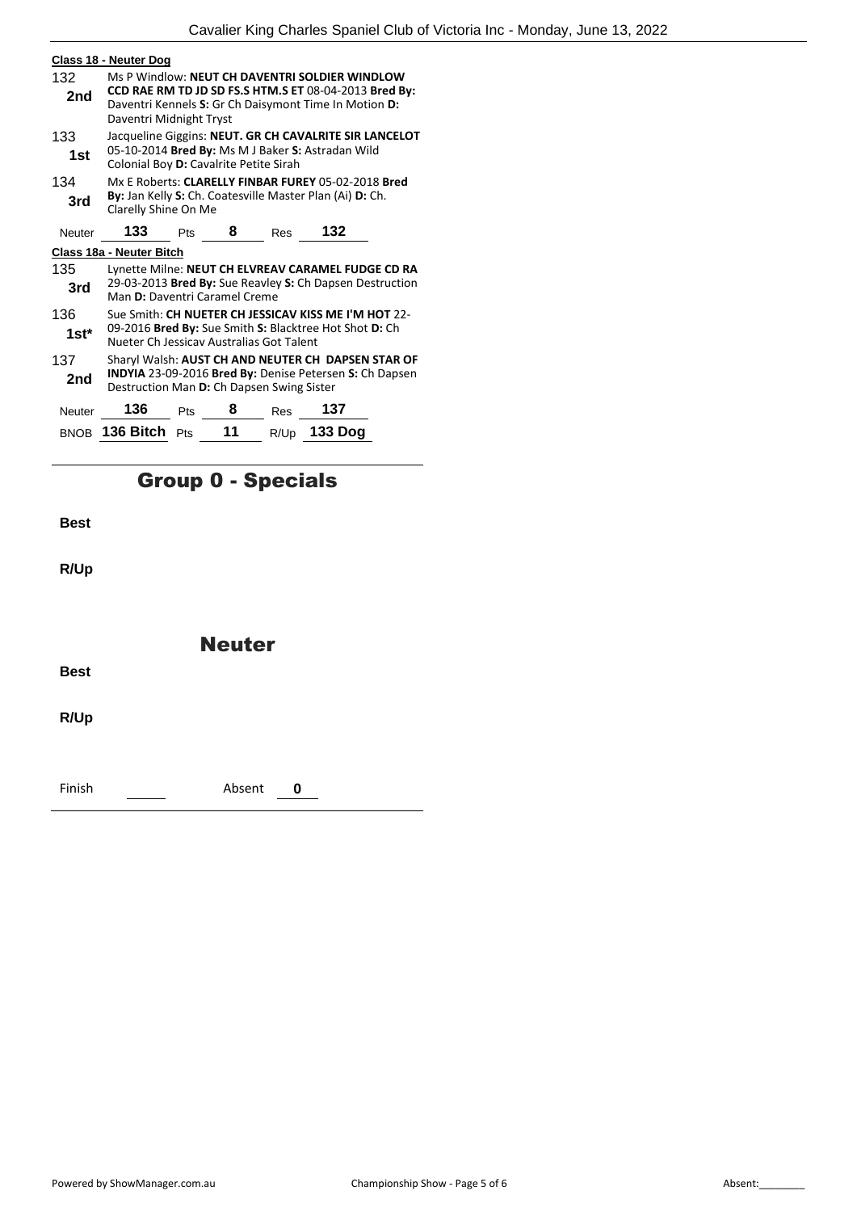**Class 18 - Neuter Dog**

132 **2nd** Ms P Windlow: **NEUT CH DAVENTRI SOLDIER WINDLOW CCD RAE RM TD JD SD FS.S HTM.S ET** 08-04-2013 **Bred By:** Daventri Kennels **S:** Gr Ch Daisymont Time In Motion **D:** Daventri Midnight Tryst

133 **1st** Jacqueline Giggins: **NEUT. GR CH CAVALRITE SIR LANCELOT** 05-10-2014 **Bred By:** Ms M J Baker **S:** Astradan Wild Colonial Boy **D:** Cavalrite Petite Sirah

134 **3rd** Mx E Roberts: **CLARELLY FINBAR FUREY** 05-02-2018 **Bred By:** Jan Kelly **S:** Ch. Coatesville Master Plan (Ai) **D:** Ch. Clarelly Shine On Me

| Neuter | 133 | Pts | 8 | Res | 132 |
|---|---|---|---|---|---|

**Class 18a - Neuter Bitch**

135 **3rd** Lynette Milne: **NEUT CH ELVREAV CARAMEL FUDGE CD RA** 29-03-2013 **Bred By:** Sue Reavley **S:** Ch Dapsen Destruction Man **D:** Daventri Caramel Creme

136 **1st*** Sue Smith: **CH NUETER CH JESSICAV KISS ME I'M HOT** 22-09-2016 **Bred By:** Sue Smith **S:** Blacktree Hot Shot **D:** Ch Nueter Ch Jessicav Australias Got Talent

137 **2nd** Sharyl Walsh: **AUST CH AND NEUTER CH DAPSEN STAR OF INDYIA** 23-09-2016 **Bred By:** Denise Petersen **S:** Ch Dapsen Destruction Man **D:** Ch Dapsen Swing Sister

| Neuter | 136 | Pts | 8 | Res | 137 |
|---|---|---|---|---|---|
| BNOB | 136 Bitch | Pts | 11 | R/Up | 133 Dog |

## Group 0 - Specials

**Best**

**R/Up**

## Neuter

**Best**

**R/Up**

Finish ______ Absent **0**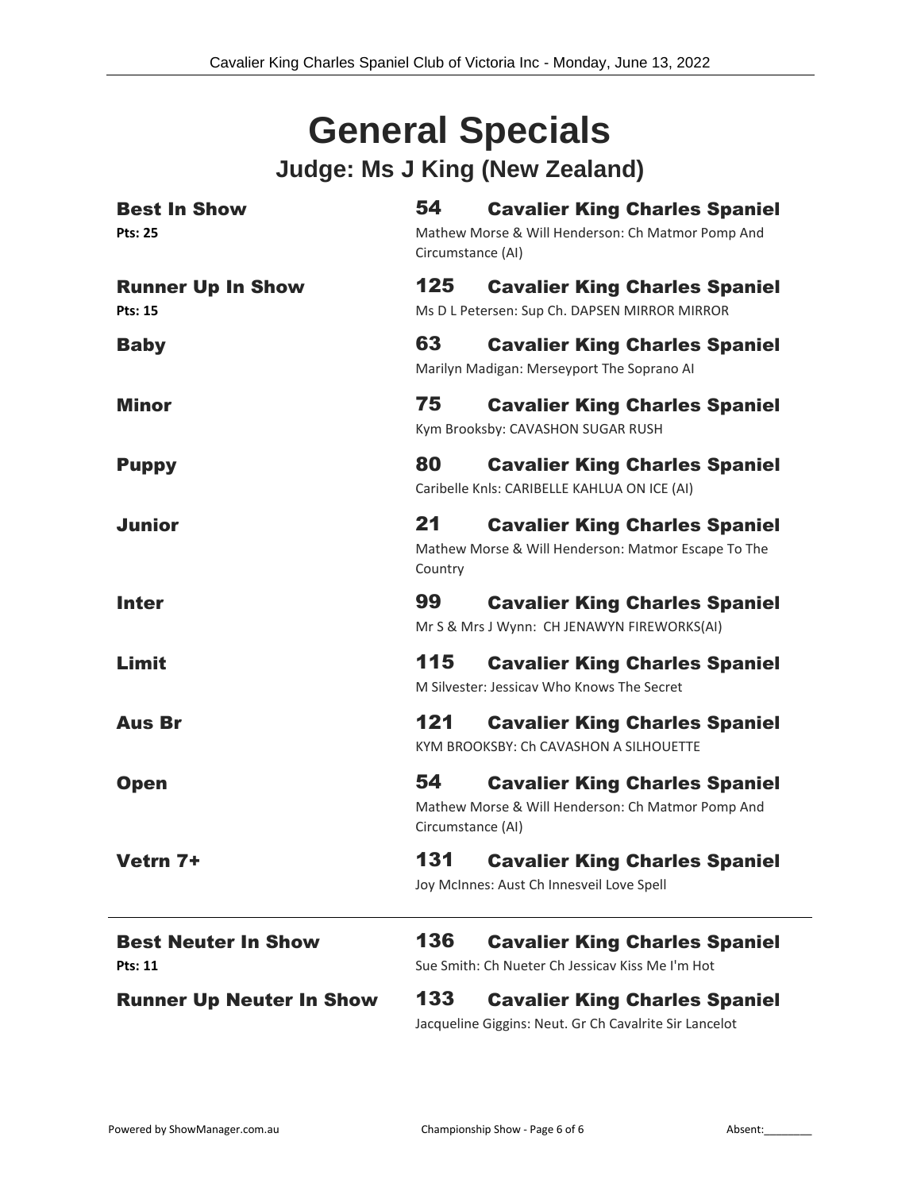# General Specials

## Judge: Ms J King (New Zealand)

**Best In Show**
Pts: 25

**54 Cavalier King Charles Spaniel**
Mathew Morse & Will Henderson: Ch Matmor Pomp And Circumstance (AI)

**Runner Up In Show**
Pts: 15

**125 Cavalier King Charles Spaniel**
Ms D L Petersen: Sup Ch. DAPSEN MIRROR MIRROR

**Baby**

**63 Cavalier King Charles Spaniel**
Marilyn Madigan: Merseyport The Soprano AI

**Minor**

**75 Cavalier King Charles Spaniel**
Kym Brooksby: CAVASHON SUGAR RUSH

**Puppy**

**80 Cavalier King Charles Spaniel**
Caribelle Knls: CARIBELLE KAHLUA ON ICE (AI)

**Junior**

**21 Cavalier King Charles Spaniel**
Mathew Morse & Will Henderson: Matmor Escape To The Country

**Inter**

**99 Cavalier King Charles Spaniel**
Mr S & Mrs J Wynn: CH JENAWYN FIREWORKS(AI)

**Limit**

**115 Cavalier King Charles Spaniel**
M Silvester: Jessicav Who Knows The Secret

**Aus Br**

**121 Cavalier King Charles Spaniel**
KYM BROOKSBY: Ch CAVASHON A SILHOUETTE

**Open**

**54 Cavalier King Charles Spaniel**
Mathew Morse & Will Henderson: Ch Matmor Pomp And Circumstance (AI)

**Vetrn 7+**

**131 Cavalier King Charles Spaniel**
Joy McInnes: Aust Ch Innesveil Love Spell

---

**Best Neuter In Show**
Pts: 11

**136 Cavalier King Charles Spaniel**
Sue Smith: Ch Nueter Ch Jessicav Kiss Me I'm Hot

**Runner Up Neuter In Show**

**133 Cavalier King Charles Spaniel**
Jacqueline Giggins: Neut. Gr Ch Cavalrite Sir Lancelot

Absent:________